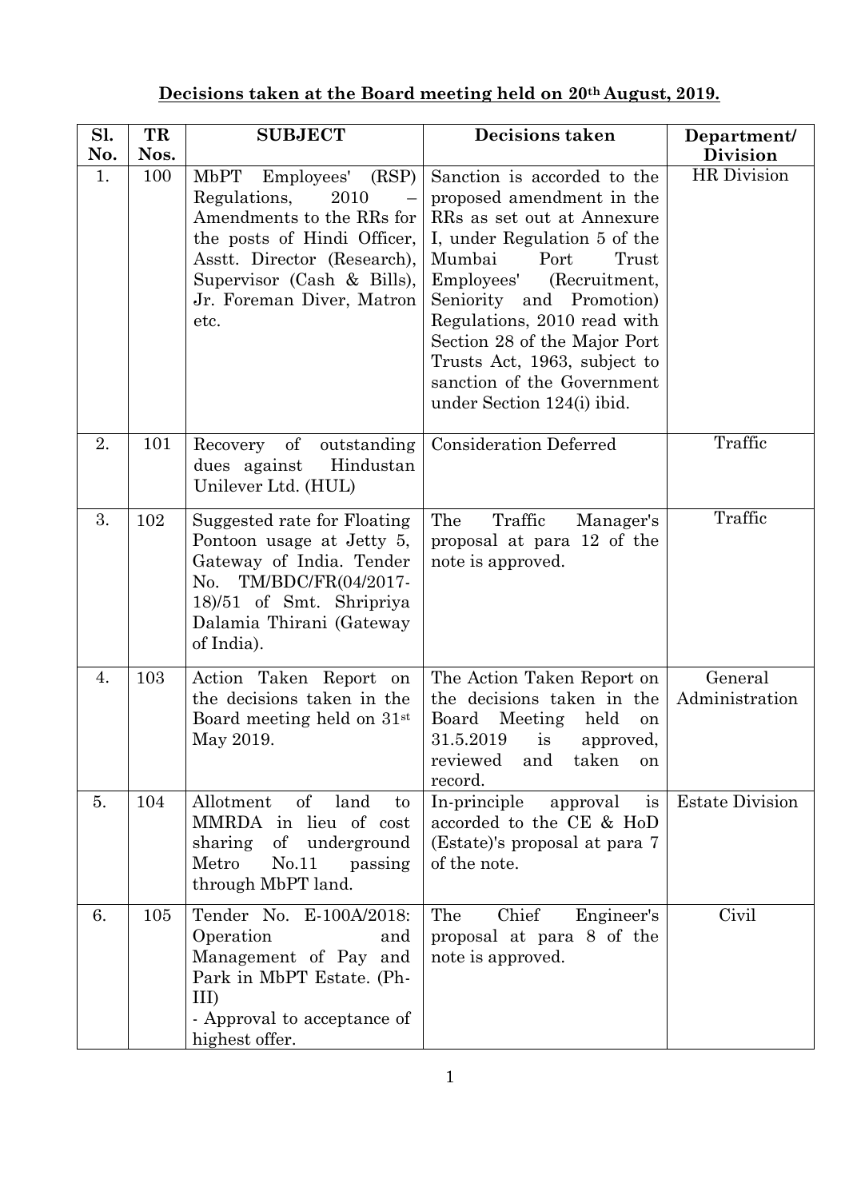**Decisions taken at the Board meeting held on 20th August, 2019.**

| Sl. No. | TR Nos. | SUBJECT | Decisions taken | Department/ Division |
|---|---|---|---|---|
| 1. | 100 | MbPT Employees' (RSP) Regulations, 2010 – Amendments to the RRs for the posts of Hindi Officer, Asstt. Director (Research), Supervisor (Cash & Bills), Jr. Foreman Diver, Matron etc. | Sanction is accorded to the proposed amendment in the RRs as set out at Annexure I, under Regulation 5 of the Mumbai Port Trust Employees' (Recruitment, Seniority and Promotion) Regulations, 2010 read with Section 28 of the Major Port Trusts Act, 1963, subject to sanction of the Government under Section 124(i) ibid. | HR Division |
| 2. | 101 | Recovery of outstanding dues against Hindustan Unilever Ltd. (HUL) | Consideration Deferred | Traffic |
| 3. | 102 | Suggested rate for Floating Pontoon usage at Jetty 5, Gateway of India. Tender No. TM/BDC/FR(04/2017-18)/51 of Smt. Shripriya Dalamia Thirani (Gateway of India). | The Traffic Manager's proposal at para 12 of the note is approved. | Traffic |
| 4. | 103 | Action Taken Report on the decisions taken in the Board meeting held on 31st May 2019. | The Action Taken Report on the decisions taken in the Board Meeting held on 31.5.2019 is approved, reviewed and taken on record. | General Administration |
| 5. | 104 | Allotment of land to MMRDA in lieu of cost sharing of underground Metro No.11 passing through MbPT land. | In-principle approval is accorded to the CE & HoD (Estate)'s proposal at para 7 of the note. | Estate Division |
| 6. | 105 | Tender No. E-100A/2018: Operation and Management of Pay and Park in MbPT Estate. (Ph-III)<br>- Approval to acceptance of highest offer. | The Chief Engineer's proposal at para 8 of the note is approved. | Civil |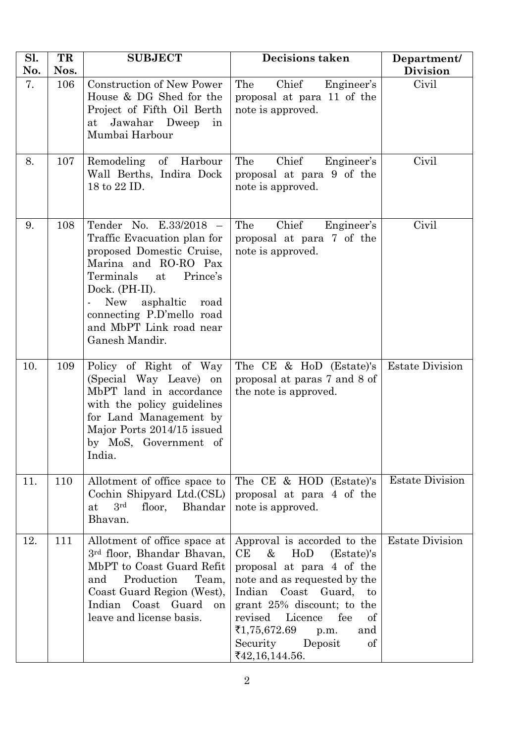| Sl. No. | TR Nos. | SUBJECT | Decisions taken | Department/ Division |
|---|---|---|---|---|
| 7. | 106 | Construction of New Power House & DG Shed for the Project of Fifth Oil Berth at Jawahar Dweep in Mumbai Harbour | The Chief Engineer's proposal at para 11 of the note is approved. | Civil |
| 8. | 107 | Remodeling of Harbour Wall Berths, Indira Dock 18 to 22 ID. | The Chief Engineer's proposal at para 9 of the note is approved. | Civil |
| 9. | 108 | Tender No. E.33/2018 – Traffic Evacuation plan for proposed Domestic Cruise, Marina and RO-RO Pax Terminals at Prince's Dock. (PH-II). - New asphaltic road connecting P.D'mello road and MbPT Link road near Ganesh Mandir. | The Chief Engineer's proposal at para 7 of the note is approved. | Civil |
| 10. | 109 | Policy of Right of Way (Special Way Leave) on MbPT land in accordance with the policy guidelines for Land Management by Major Ports 2014/15 issued by MoS, Government of India. | The CE & HoD (Estate)'s proposal at paras 7 and 8 of the note is approved. | Estate Division |
| 11. | 110 | Allotment of office space to Cochin Shipyard Ltd.(CSL) at 3rd floor, Bhandar Bhavan. | The CE & HOD (Estate)'s proposal at para 4 of the note is approved. | Estate Division |
| 12. | 111 | Allotment of office space at 3rd floor, Bhandar Bhavan, MbPT to Coast Guard Refit and Production Team, Coast Guard Region (West), Indian Coast Guard on leave and license basis. | Approval is accorded to the CE & HoD (Estate)'s proposal at para 4 of the note and as requested by the Indian Coast Guard, to grant 25% discount; to the revised Licence fee of ₹1,75,672.69 p.m. and Security Deposit of ₹42,16,144.56. | Estate Division |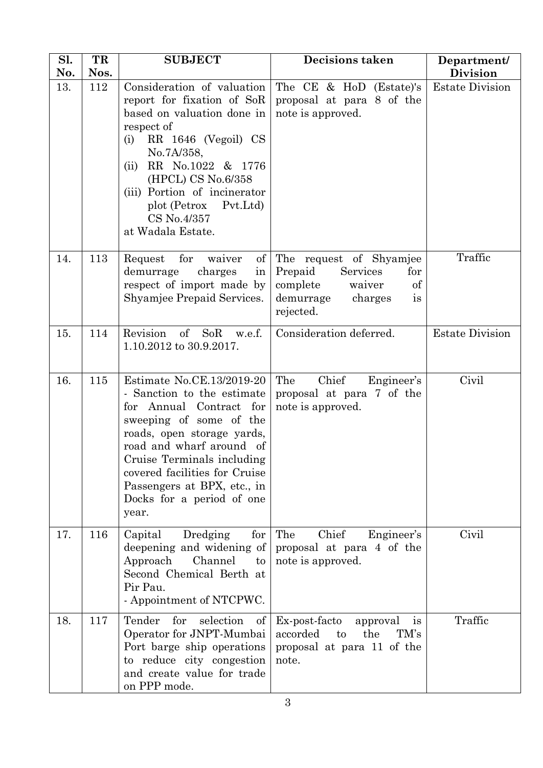| Sl. No. | TR Nos. | SUBJECT | Decisions taken | Department/ Division |
|---|---|---|---|---|
| 13. | 112 | Consideration of valuation report for fixation of SoR based on valuation done in respect of (i) RR 1646 (Vegoil) CS No.7A/358, (ii) RR No.1022 & 1776 (HPCL) CS No.6/358 (iii) Portion of incinerator plot (Petrox Pvt.Ltd) CS No.4/357 at Wadala Estate. | The CE & HoD (Estate)'s proposal at para 8 of the note is approved. | Estate Division |
| 14. | 113 | Request for waiver of demurrage charges in respect of import made by Shyamjee Prepaid Services. | The request of Shyamjee Prepaid Services for complete waiver of demurrage charges is rejected. | Traffic |
| 15. | 114 | Revision of SoR w.e.f. 1.10.2012 to 30.9.2017. | Consideration deferred. | Estate Division |
| 16. | 115 | Estimate No.CE.13/2019-20 - Sanction to the estimate for Annual Contract for sweeping of some of the roads, open storage yards, road and wharf around of Cruise Terminals including covered facilities for Cruise Passengers at BPX, etc., in Docks for a period of one year. | The Chief Engineer's proposal at para 7 of the note is approved. | Civil |
| 17. | 116 | Capital Dredging for deepening and widening of Approach Channel to Second Chemical Berth at Pir Pau. - Appointment of NTCPWC. | The Chief Engineer's proposal at para 4 of the note is approved. | Civil |
| 18. | 117 | Tender for selection of Operator for JNPT-Mumbai Port barge ship operations to reduce city congestion and create value for trade on PPP mode. | Ex-post-facto approval is accorded to the TM's proposal at para 11 of the note. | Traffic |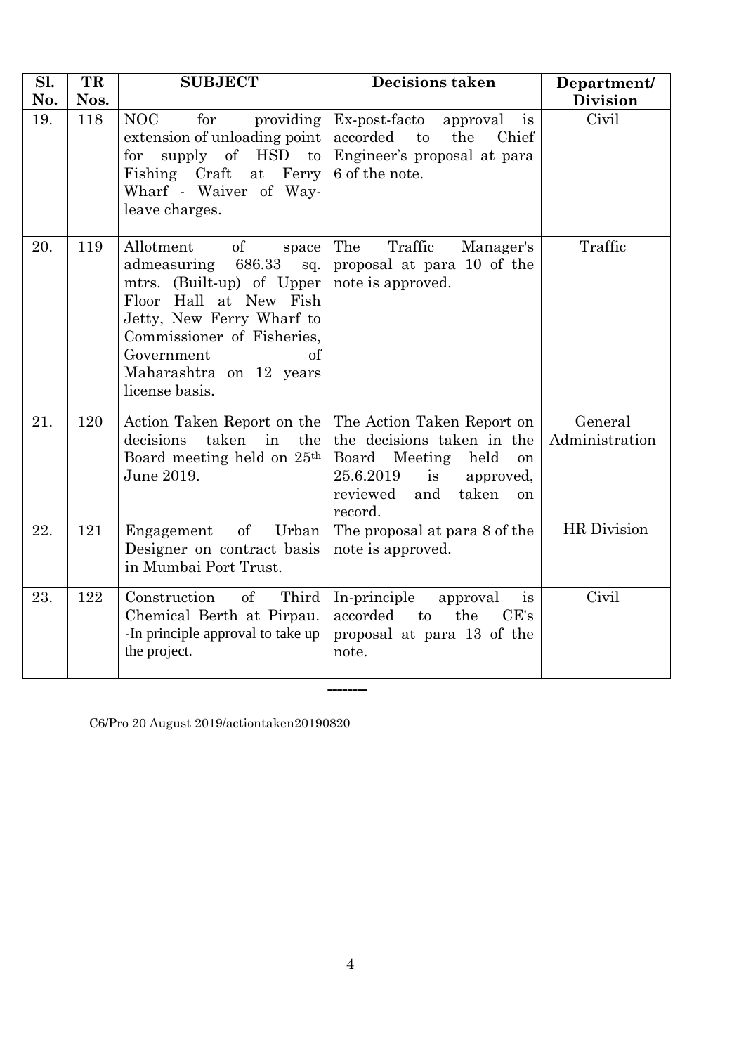| Sl. No. | TR Nos. | SUBJECT | Decisions taken | Department/ Division |
|---|---|---|---|---|
| 19. | 118 | NOC for providing extension of unloading point for supply of HSD to Fishing Craft at Ferry Wharf - Waiver of Way-leave charges. | Ex-post-facto approval is accorded to the Chief Engineer's proposal at para 6 of the note. | Civil |
| 20. | 119 | Allotment of space admeasuring 686.33 sq. mtrs. (Built-up) of Upper Floor Hall at New Fish Jetty, New Ferry Wharf to Commissioner of Fisheries, Government of Maharashtra on 12 years license basis. | The Traffic Manager's proposal at para 10 of the note is approved. | Traffic |
| 21. | 120 | Action Taken Report on the decisions taken in the Board meeting held on 25th June 2019. | The Action Taken Report on the decisions taken in the Board Meeting held on 25.6.2019 is approved, reviewed and taken on record. | General Administration |
| 22. | 121 | Engagement of Urban Designer on contract basis in Mumbai Port Trust. | The proposal at para 8 of the note is approved. | HR Division |
| 23. | 122 | Construction of Third Chemical Berth at Pirpau. -In principle approval to take up the project. | In-principle approval is accorded to the CE's proposal at para 13 of the note. | Civil |

--------

C6/Pro 20 August 2019/actiontaken20190820